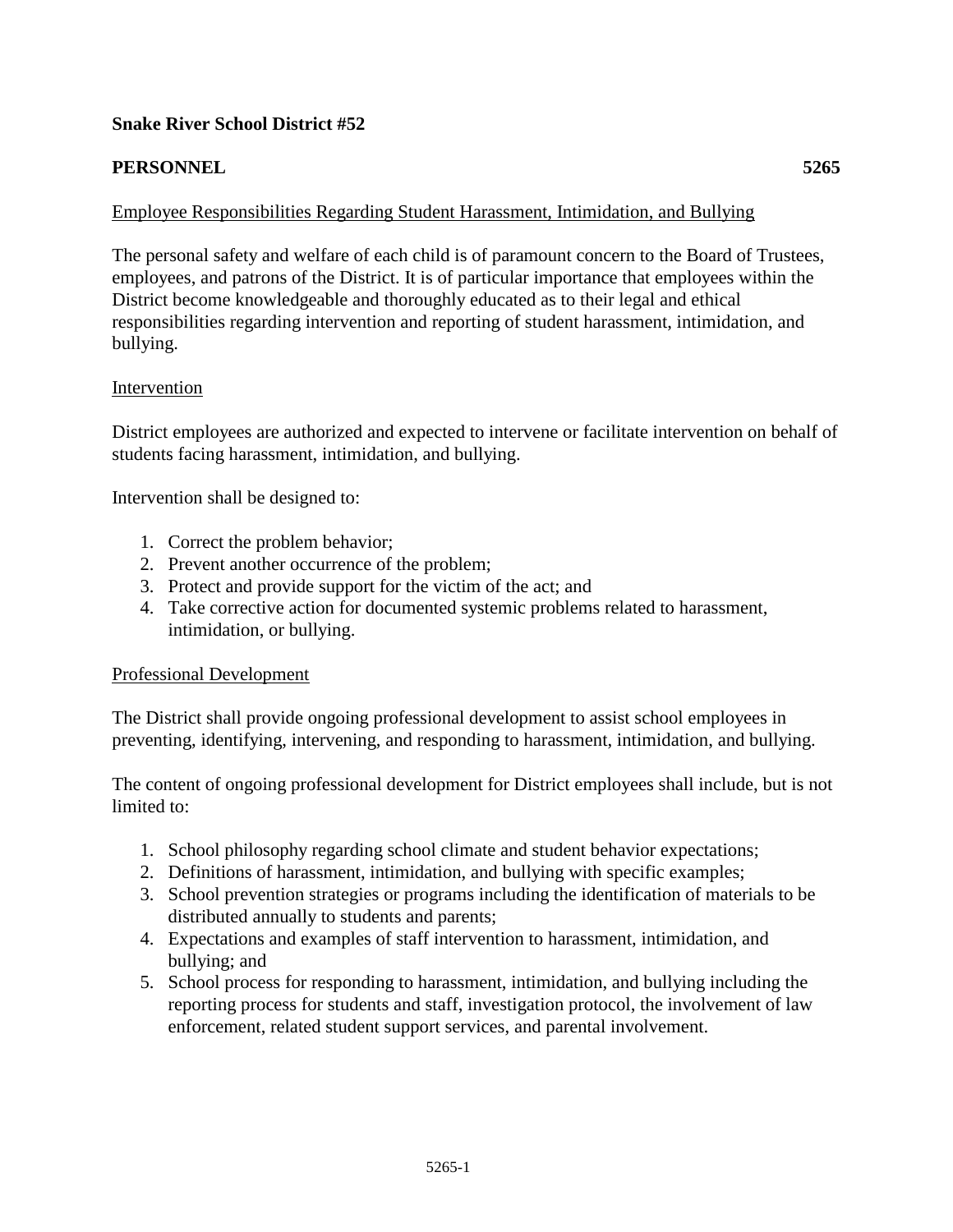**Snake River School District #52**

**PERSONNEL** **5265**

Employee Responsibilities Regarding Student Harassment, Intimidation, and Bullying

The personal safety and welfare of each child is of paramount concern to the Board of Trustees, employees, and patrons of the District. It is of particular importance that employees within the District become knowledgeable and thoroughly educated as to their legal and ethical responsibilities regarding intervention and reporting of student harassment, intimidation, and bullying.

Intervention

District employees are authorized and expected to intervene or facilitate intervention on behalf of students facing harassment, intimidation, and bullying.

Intervention shall be designed to:

1. Correct the problem behavior;
2. Prevent another occurrence of the problem;
3. Protect and provide support for the victim of the act; and
4. Take corrective action for documented systemic problems related to harassment, intimidation, or bullying.

Professional Development

The District shall provide ongoing professional development to assist school employees in preventing, identifying, intervening, and responding to harassment, intimidation, and bullying.

The content of ongoing professional development for District employees shall include, but is not limited to:

1. School philosophy regarding school climate and student behavior expectations;
2. Definitions of harassment, intimidation, and bullying with specific examples;
3. School prevention strategies or programs including the identification of materials to be distributed annually to students and parents;
4. Expectations and examples of staff intervention to harassment, intimidation, and bullying; and
5. School process for responding to harassment, intimidation, and bullying including the reporting process for students and staff, investigation protocol, the involvement of law enforcement, related student support services, and parental involvement.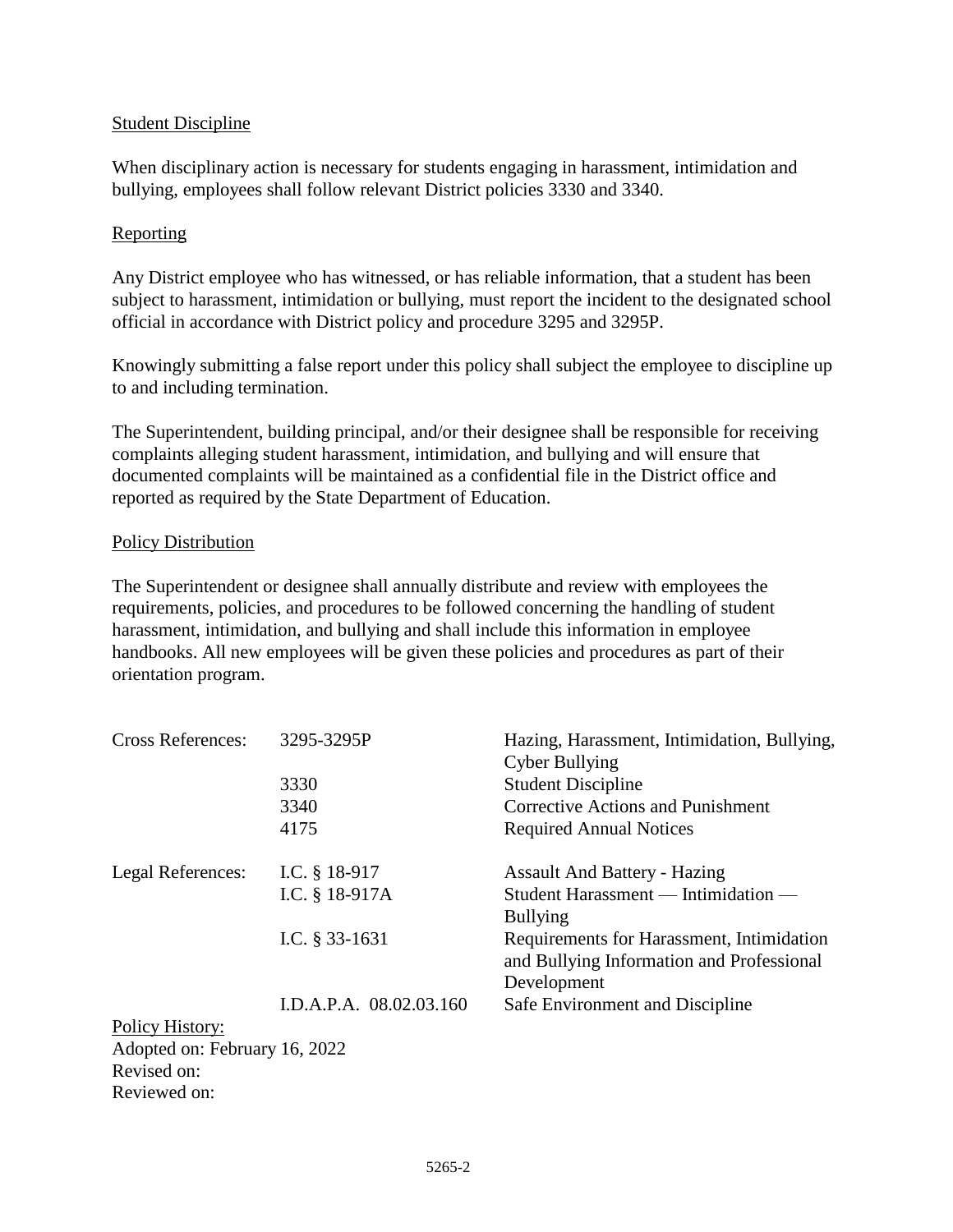Student Discipline

When disciplinary action is necessary for students engaging in harassment, intimidation and bullying, employees shall follow relevant District policies 3330 and 3340.

Reporting

Any District employee who has witnessed, or has reliable information, that a student has been subject to harassment, intimidation or bullying, must report the incident to the designated school official in accordance with District policy and procedure 3295 and 3295P.

Knowingly submitting a false report under this policy shall subject the employee to discipline up to and including termination.

The Superintendent, building principal, and/or their designee shall be responsible for receiving complaints alleging student harassment, intimidation, and bullying and will ensure that documented complaints will be maintained as a confidential file in the District office and reported as required by the State Department of Education.

Policy Distribution

The Superintendent or designee shall annually distribute and review with employees the requirements, policies, and procedures to be followed concerning the handling of student harassment, intimidation, and bullying and shall include this information in employee handbooks. All new employees will be given these policies and procedures as part of their orientation program.

| | | |
|---|---|---|
| Cross References: | 3295-3295P | Hazing, Harassment, Intimidation, Bullying, Cyber Bullying |
| | 3330 | Student Discipline |
| | 3340 | Corrective Actions and Punishment |
| | 4175 | Required Annual Notices |
| Legal References: | I.C. § 18-917 | Assault And Battery - Hazing |
| | I.C. § 18-917A | Student Harassment — Intimidation — Bullying |
| | I.C. § 33-1631 | Requirements for Harassment, Intimidation and Bullying Information and Professional Development |
| | I.D.A.P.A. 08.02.03.160 | Safe Environment and Discipline |

Policy History:
Adopted on: February 16, 2022
Revised on:
Reviewed on: